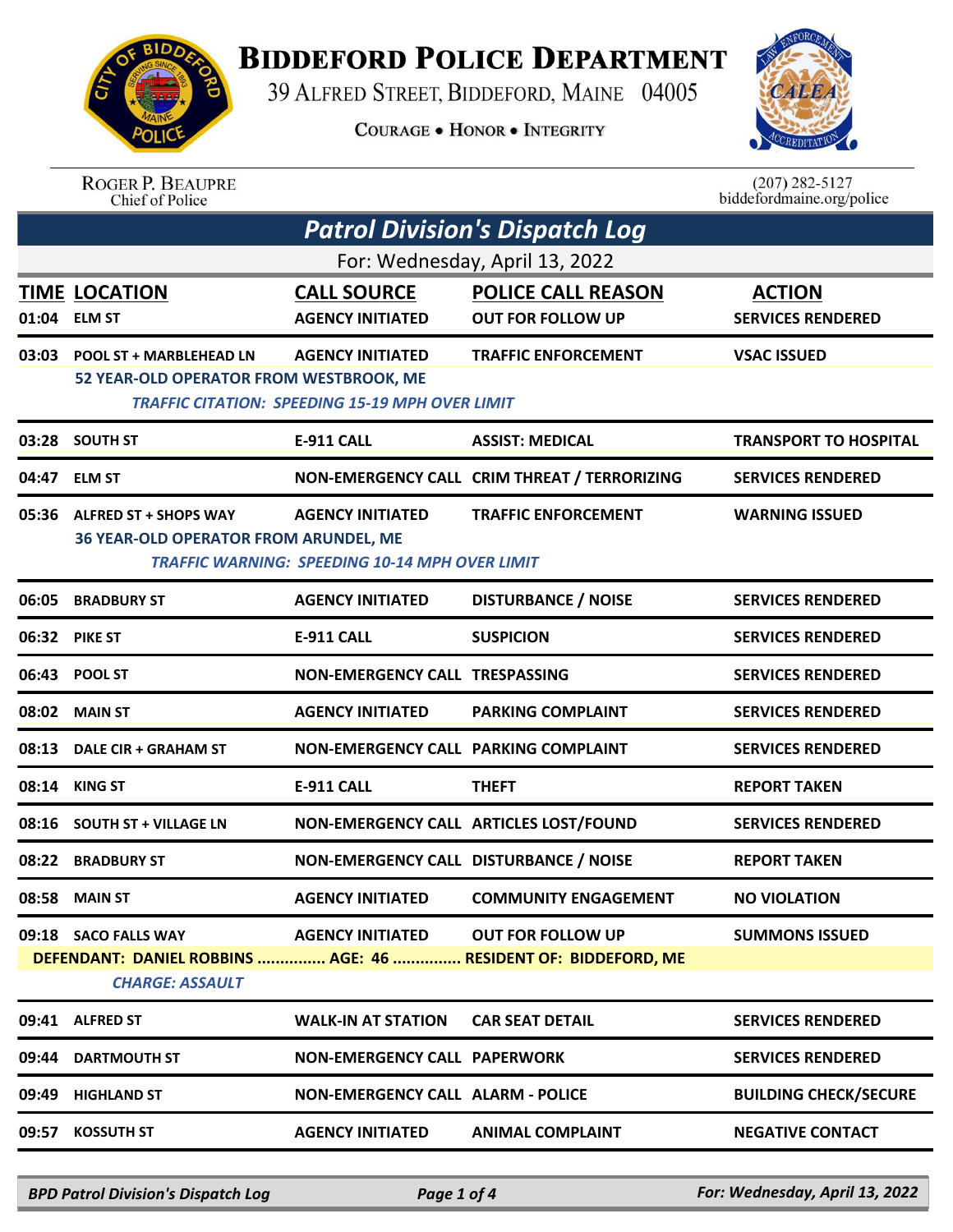# Biddeford Police Department

39 Alfred Street, Biddeford, Maine 04005

Courage • Honor • Integrity

Roger P. Beaupre
Chief of Police

(207) 282-5127
biddefordmaine.org/police

## Patrol Division's Dispatch Log

For: Wednesday, April 13, 2022

| TIME | LOCATION | CALL SOURCE | POLICE CALL REASON | ACTION |
|---|---|---|---|---|
| 01:04 | ELM ST | AGENCY INITIATED | OUT FOR FOLLOW UP | SERVICES RENDERED |
| 03:03 | POOL ST + MARBLEHEAD LN | AGENCY INITIATED | TRAFFIC ENFORCEMENT | VSAC ISSUED |
| | 52 YEAR-OLD OPERATOR FROM WESTBROOK, ME | | | |
| | *TRAFFIC CITATION: SPEEDING 15-19 MPH OVER LIMIT* | | | |
| 03:28 | SOUTH ST | E-911 CALL | ASSIST: MEDICAL | TRANSPORT TO HOSPITAL |
| 04:47 | ELM ST | NON-EMERGENCY CALL | CRIM THREAT / TERRORIZING | SERVICES RENDERED |
| 05:36 | ALFRED ST + SHOPS WAY | AGENCY INITIATED | TRAFFIC ENFORCEMENT | WARNING ISSUED |
| | 36 YEAR-OLD OPERATOR FROM ARUNDEL, ME | | | |
| | *TRAFFIC WARNING: SPEEDING 10-14 MPH OVER LIMIT* | | | |
| 06:05 | BRADBURY ST | AGENCY INITIATED | DISTURBANCE / NOISE | SERVICES RENDERED |
| 06:32 | PIKE ST | E-911 CALL | SUSPICION | SERVICES RENDERED |
| 06:43 | POOL ST | NON-EMERGENCY CALL | TRESPASSING | SERVICES RENDERED |
| 08:02 | MAIN ST | AGENCY INITIATED | PARKING COMPLAINT | SERVICES RENDERED |
| 08:13 | DALE CIR + GRAHAM ST | NON-EMERGENCY CALL | PARKING COMPLAINT | SERVICES RENDERED |
| 08:14 | KING ST | E-911 CALL | THEFT | REPORT TAKEN |
| 08:16 | SOUTH ST + VILLAGE LN | NON-EMERGENCY CALL | ARTICLES LOST/FOUND | SERVICES RENDERED |
| 08:22 | BRADBURY ST | NON-EMERGENCY CALL | DISTURBANCE / NOISE | REPORT TAKEN |
| 08:58 | MAIN ST | AGENCY INITIATED | COMMUNITY ENGAGEMENT | NO VIOLATION |
| 09:18 | SACO FALLS WAY | AGENCY INITIATED | OUT FOR FOLLOW UP | SUMMONS ISSUED |
| | DEFENDANT: DANIEL ROBBINS ............... AGE: 46 ............... RESIDENT OF: BIDDEFORD, ME | | | |
| | *CHARGE: ASSAULT* | | | |
| 09:41 | ALFRED ST | WALK-IN AT STATION | CAR SEAT DETAIL | SERVICES RENDERED |
| 09:44 | DARTMOUTH ST | NON-EMERGENCY CALL | PAPERWORK | SERVICES RENDERED |
| 09:49 | HIGHLAND ST | NON-EMERGENCY CALL | ALARM - POLICE | BUILDING CHECK/SECURE |
| 09:57 | KOSSUTH ST | AGENCY INITIATED | ANIMAL COMPLAINT | NEGATIVE CONTACT |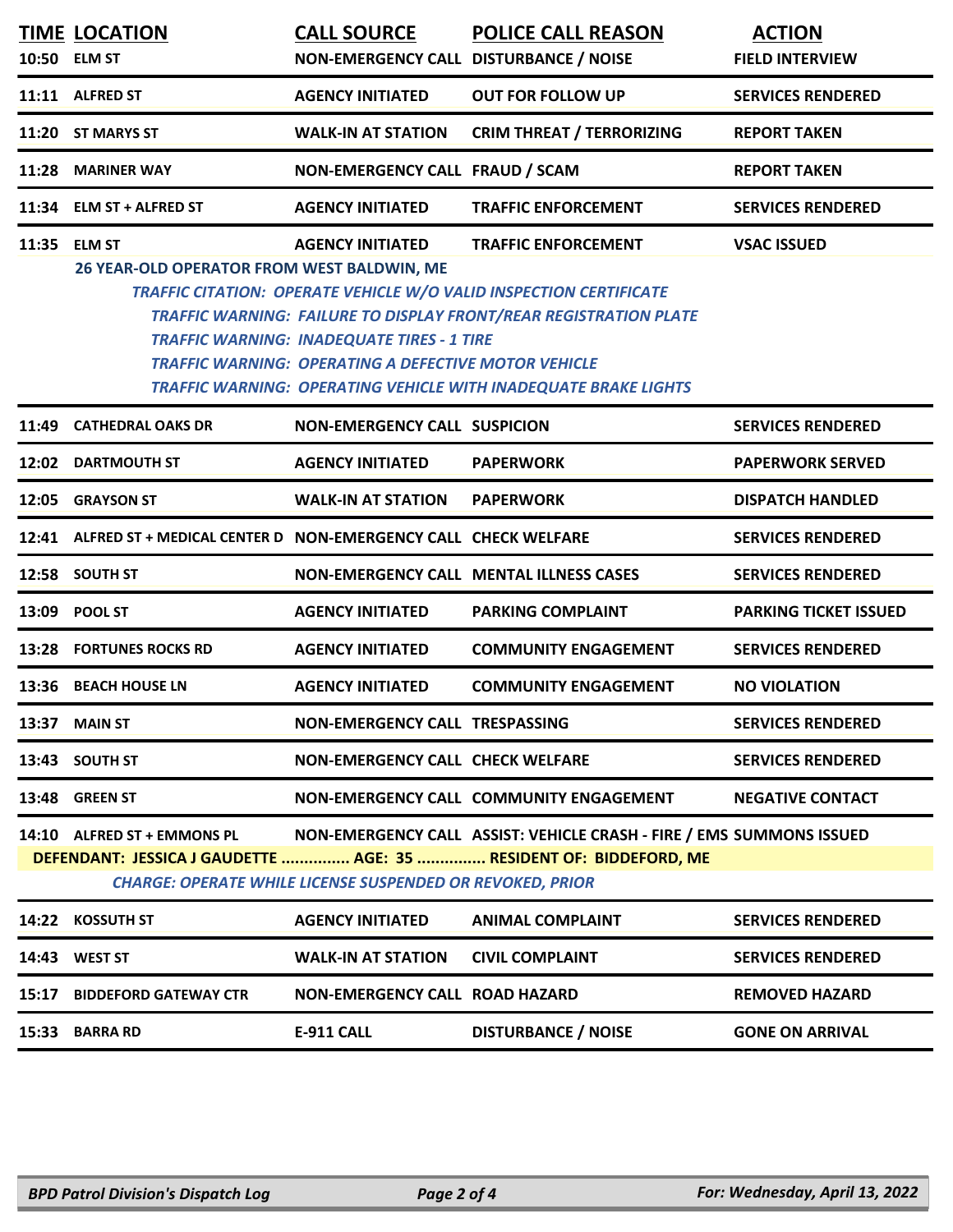| TIME | LOCATION | CALL SOURCE | POLICE CALL REASON | ACTION |
|---|---|---|---|---|
| 10:50 | ELM ST | NON-EMERGENCY CALL | DISTURBANCE / NOISE | FIELD INTERVIEW |
| 11:11 | ALFRED ST | AGENCY INITIATED | OUT FOR FOLLOW UP | SERVICES RENDERED |
| 11:20 | ST MARYS ST | WALK-IN AT STATION | CRIM THREAT / TERRORIZING | REPORT TAKEN |
| 11:28 | MARINER WAY | NON-EMERGENCY CALL | FRAUD / SCAM | REPORT TAKEN |
| 11:34 | ELM ST + ALFRED ST | AGENCY INITIATED | TRAFFIC ENFORCEMENT | SERVICES RENDERED |
| 11:35 | ELM ST | AGENCY INITIATED | TRAFFIC ENFORCEMENT | VSAC ISSUED |

**26 YEAR-OLD OPERATOR FROM WEST BALDWIN, ME**

*TRAFFIC CITATION: OPERATE VEHICLE W/O VALID INSPECTION CERTIFICATE*
*TRAFFIC WARNING: FAILURE TO DISPLAY FRONT/REAR REGISTRATION PLATE*
*TRAFFIC WARNING: INADEQUATE TIRES - 1 TIRE*
*TRAFFIC WARNING: OPERATING A DEFECTIVE MOTOR VEHICLE*
*TRAFFIC WARNING: OPERATING VEHICLE WITH INADEQUATE BRAKE LIGHTS*

| TIME | LOCATION | CALL SOURCE | POLICE CALL REASON | ACTION |
|---|---|---|---|---|
| 11:49 | CATHEDRAL OAKS DR | NON-EMERGENCY CALL | SUSPICION | SERVICES RENDERED |
| 12:02 | DARTMOUTH ST | AGENCY INITIATED | PAPERWORK | PAPERWORK SERVED |
| 12:05 | GRAYSON ST | WALK-IN AT STATION | PAPERWORK | DISPATCH HANDLED |
| 12:41 | ALFRED ST + MEDICAL CENTER D | NON-EMERGENCY CALL | CHECK WELFARE | SERVICES RENDERED |
| 12:58 | SOUTH ST | NON-EMERGENCY CALL | MENTAL ILLNESS CASES | SERVICES RENDERED |
| 13:09 | POOL ST | AGENCY INITIATED | PARKING COMPLAINT | PARKING TICKET ISSUED |
| 13:28 | FORTUNES ROCKS RD | AGENCY INITIATED | COMMUNITY ENGAGEMENT | SERVICES RENDERED |
| 13:36 | BEACH HOUSE LN | AGENCY INITIATED | COMMUNITY ENGAGEMENT | NO VIOLATION |
| 13:37 | MAIN ST | NON-EMERGENCY CALL | TRESPASSING | SERVICES RENDERED |
| 13:43 | SOUTH ST | NON-EMERGENCY CALL | CHECK WELFARE | SERVICES RENDERED |
| 13:48 | GREEN ST | NON-EMERGENCY CALL | COMMUNITY ENGAGEMENT | NEGATIVE CONTACT |
| 14:10 | ALFRED ST + EMMONS PL | NON-EMERGENCY CALL | ASSIST: VEHICLE CRASH - FIRE / EMS | SUMMONS ISSUED |

**DEFENDANT: JESSICA J GAUDETTE ............... AGE: 35 ............... RESIDENT OF: BIDDEFORD, ME**

*CHARGE: OPERATE WHILE LICENSE SUSPENDED OR REVOKED, PRIOR*

| TIME | LOCATION | CALL SOURCE | POLICE CALL REASON | ACTION |
|---|---|---|---|---|
| 14:22 | KOSSUTH ST | AGENCY INITIATED | ANIMAL COMPLAINT | SERVICES RENDERED |
| 14:43 | WEST ST | WALK-IN AT STATION | CIVIL COMPLAINT | SERVICES RENDERED |
| 15:17 | BIDDEFORD GATEWAY CTR | NON-EMERGENCY CALL | ROAD HAZARD | REMOVED HAZARD |
| 15:33 | BARRA RD | E-911 CALL | DISTURBANCE / NOISE | GONE ON ARRIVAL |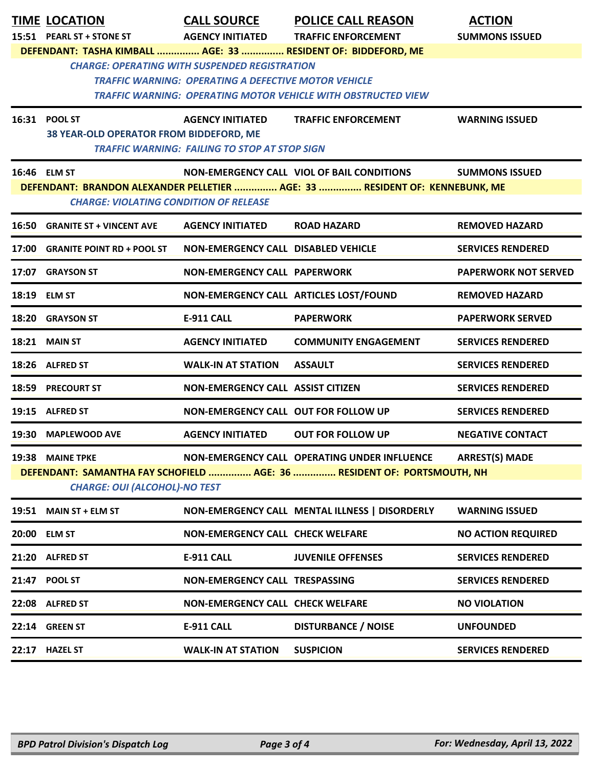| TIME | LOCATION | CALL SOURCE | POLICE CALL REASON | ACTION |
|---|---|---|---|---|
| 15:51 | PEARL ST + STONE ST | AGENCY INITIATED | TRAFFIC ENFORCEMENT | SUMMONS ISSUED |
| | DEFENDANT: TASHA KIMBALL ............... AGE: 33 ............... RESIDENT OF: BIDDEFORD, ME | | | |
| | *CHARGE: OPERATING WITH SUSPENDED REGISTRATION* | | | |
| | *TRAFFIC WARNING: OPERATING A DEFECTIVE MOTOR VEHICLE* | | | |
| | *TRAFFIC WARNING: OPERATING MOTOR VEHICLE WITH OBSTRUCTED VIEW* | | | |
| 16:31 | POOL ST | AGENCY INITIATED | TRAFFIC ENFORCEMENT | WARNING ISSUED |
| | 38 YEAR-OLD OPERATOR FROM BIDDEFORD, ME | | | |
| | *TRAFFIC WARNING: FAILING TO STOP AT STOP SIGN* | | | |
| 16:46 | ELM ST | NON-EMERGENCY CALL | VIOL OF BAIL CONDITIONS | SUMMONS ISSUED |
| | DEFENDANT: BRANDON ALEXANDER PELLETIER ............... AGE: 33 ............... RESIDENT OF: KENNEBUNK, ME | | | |
| | *CHARGE: VIOLATING CONDITION OF RELEASE* | | | |
| 16:50 | GRANITE ST + VINCENT AVE | AGENCY INITIATED | ROAD HAZARD | REMOVED HAZARD |
| 17:00 | GRANITE POINT RD + POOL ST | NON-EMERGENCY CALL | DISABLED VEHICLE | SERVICES RENDERED |
| 17:07 | GRAYSON ST | NON-EMERGENCY CALL | PAPERWORK | PAPERWORK NOT SERVED |
| 18:19 | ELM ST | NON-EMERGENCY CALL | ARTICLES LOST/FOUND | REMOVED HAZARD |
| 18:20 | GRAYSON ST | E-911 CALL | PAPERWORK | PAPERWORK SERVED |
| 18:21 | MAIN ST | AGENCY INITIATED | COMMUNITY ENGAGEMENT | SERVICES RENDERED |
| 18:26 | ALFRED ST | WALK-IN AT STATION | ASSAULT | SERVICES RENDERED |
| 18:59 | PRECOURT ST | NON-EMERGENCY CALL | ASSIST CITIZEN | SERVICES RENDERED |
| 19:15 | ALFRED ST | NON-EMERGENCY CALL | OUT FOR FOLLOW UP | SERVICES RENDERED |
| 19:30 | MAPLEWOOD AVE | AGENCY INITIATED | OUT FOR FOLLOW UP | NEGATIVE CONTACT |
| 19:38 | MAINE TPKE | NON-EMERGENCY CALL | OPERATING UNDER INFLUENCE | ARREST(S) MADE |
| | DEFENDANT: SAMANTHA FAY SCHOFIELD ............... AGE: 36 ............... RESIDENT OF: PORTSMOUTH, NH | | | |
| | *CHARGE: OUI (ALCOHOL)-NO TEST* | | | |
| 19:51 | MAIN ST + ELM ST | NON-EMERGENCY CALL | MENTAL ILLNESS \| DISORDERLY | WARNING ISSUED |
| 20:00 | ELM ST | NON-EMERGENCY CALL | CHECK WELFARE | NO ACTION REQUIRED |
| 21:20 | ALFRED ST | E-911 CALL | JUVENILE OFFENSES | SERVICES RENDERED |
| 21:47 | POOL ST | NON-EMERGENCY CALL | TRESPASSING | SERVICES RENDERED |
| 22:08 | ALFRED ST | NON-EMERGENCY CALL | CHECK WELFARE | NO VIOLATION |
| 22:14 | GREEN ST | E-911 CALL | DISTURBANCE / NOISE | UNFOUNDED |
| 22:17 | HAZEL ST | WALK-IN AT STATION | SUSPICION | SERVICES RENDERED |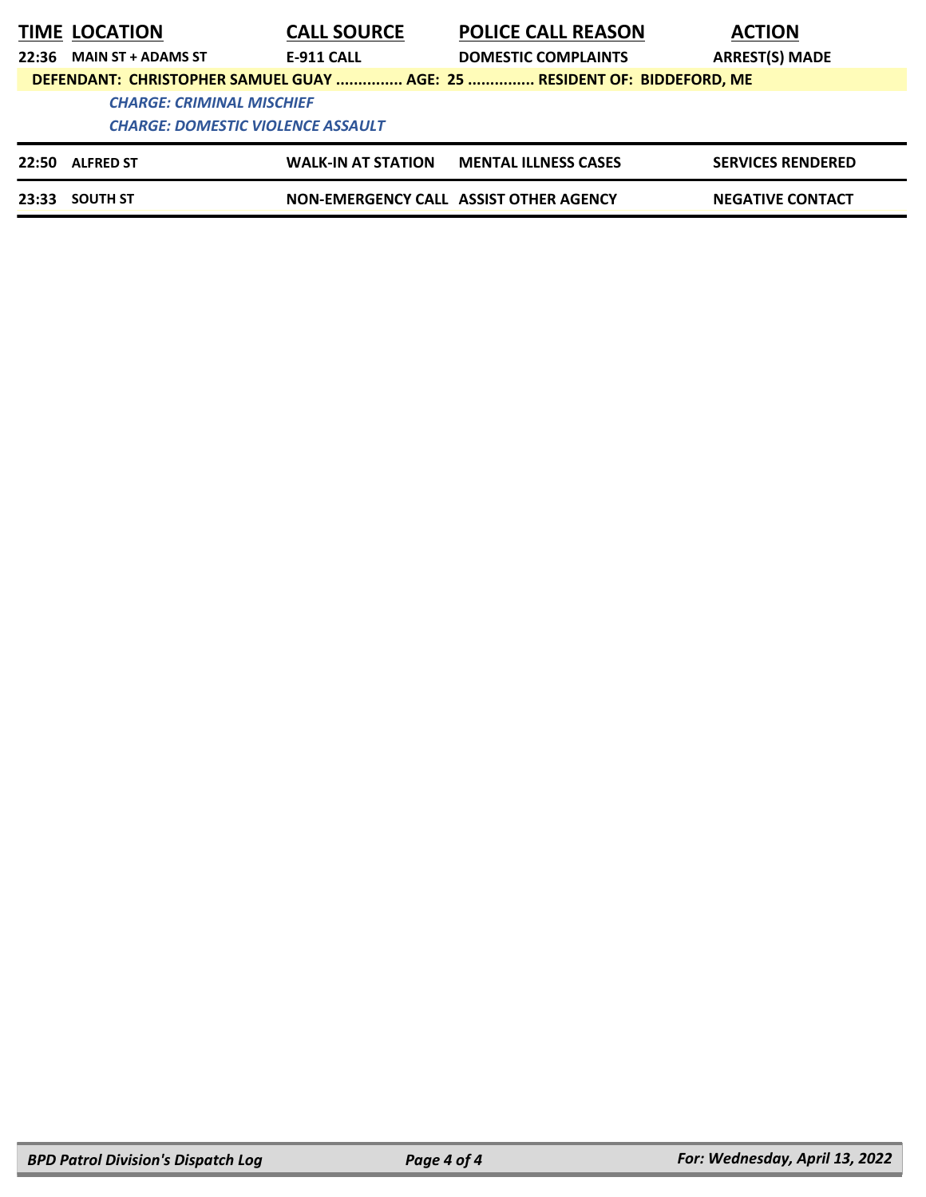| TIME | LOCATION | CALL SOURCE | POLICE CALL REASON | ACTION |
|---|---|---|---|---|
| 22:36 | MAIN ST + ADAMS ST | E-911 CALL | DOMESTIC COMPLAINTS | ARREST(S) MADE |
| | DEFENDANT: CHRISTOPHER SAMUEL GUAY ............... AGE: 25 ............... RESIDENT OF: BIDDEFORD, ME | | | |
| | *CHARGE: CRIMINAL MISCHIEF* | | | |
| | *CHARGE: DOMESTIC VIOLENCE ASSAULT* | | | |
| 22:50 | ALFRED ST | WALK-IN AT STATION | MENTAL ILLNESS CASES | SERVICES RENDERED |
| 23:33 | SOUTH ST | NON-EMERGENCY CALL | ASSIST OTHER AGENCY | NEGATIVE CONTACT |